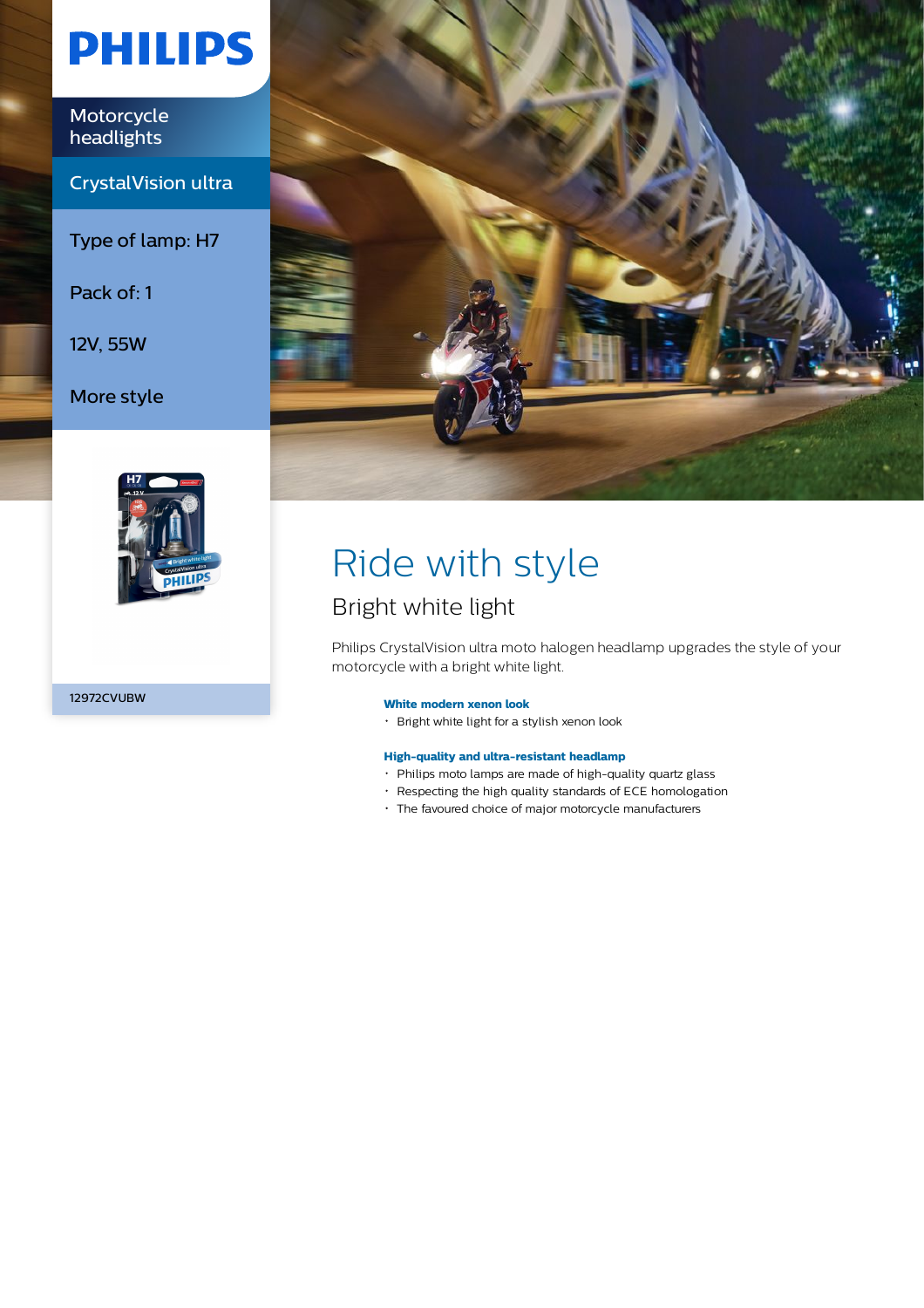PHILIPS

Motorcycle headlights

CrystalVision ultra

Type of lamp: H7

Pack of: 1

12V, 55W

More style

12972CVUBW

# Ride with style

## Bright white light

Philips CrystalVision ultra moto halogen headlamp upgrades the style of your motorcycle with a bright white light.

**White modern xenon look**

- Bright white light for a stylish xenon look

**High-quality and ultra-resistant headlamp**

- Philips moto lamps are made of high-quality quartz glass
- Respecting the high quality standards of ECE homologation
- The favoured choice of major motorcycle manufacturers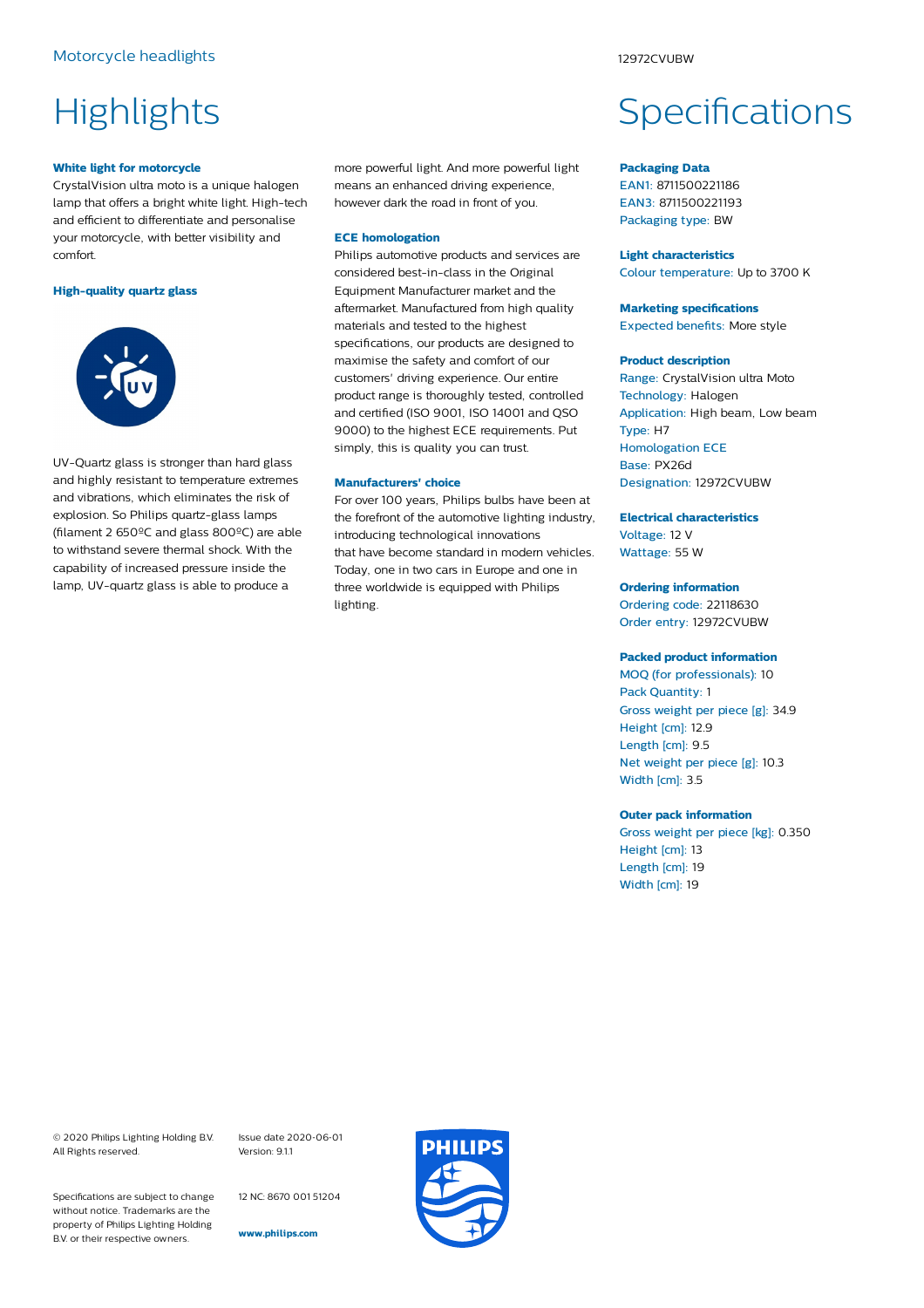Motorcycle headlights

# Highlights

### White light for motorcycle

CrystalVision ultra moto is a unique halogen lamp that offers a bright white light. High-tech and efficient to differentiate and personalise your motorcycle, with better visibility and comfort.

### High-quality quartz glass

UV-Quartz glass is stronger than hard glass and highly resistant to temperature extremes and vibrations, which eliminates the risk of explosion. So Philips quartz-glass lamps (filament 2 650ºC and glass 800ºC) are able to withstand severe thermal shock. With the capability of increased pressure inside the lamp, UV-quartz glass is able to produce a more powerful light. And more powerful light means an enhanced driving experience, however dark the road in front of you.

### ECE homologation

Philips automotive products and services are considered best-in-class in the Original Equipment Manufacturer market and the aftermarket. Manufactured from high quality materials and tested to the highest specifications, our products are designed to maximise the safety and comfort of our customers' driving experience. Our entire product range is thoroughly tested, controlled and certified (ISO 9001, ISO 14001 and QSO 9000) to the highest ECE requirements. Put simply, this is quality you can trust.

### Manufacturers' choice

For over 100 years, Philips bulbs have been at the forefront of the automotive lighting industry, introducing technological innovations that have become standard in modern vehicles. Today, one in two cars in Europe and one in three worldwide is equipped with Philips lighting.

12972CVUBW

# Specifications

### Packaging Data

- EAN1: 8711500221186
- EAN3: 8711500221193
- Packaging type: BW

### Light characteristics

- Colour temperature: Up to 3700 K

### Marketing specifications

- Expected benefits: More style

### Product description

- Range: CrystalVision ultra Moto
- Technology: Halogen
- Application: High beam, Low beam
- Type: H7
- Homologation ECE
- Base: PX26d
- Designation: 12972CVUBW

### Electrical characteristics

- Voltage: 12 V
- Wattage: 55 W

### Ordering information

- Ordering code: 22118630
- Order entry: 12972CVUBW

### Packed product information

- MOQ (for professionals): 10
- Pack Quantity: 1
- Gross weight per piece [g]: 34.9
- Height [cm]: 12.9
- Length [cm]: 9.5
- Net weight per piece [g]: 10.3
- Width [cm]: 3.5

### Outer pack information

- Gross weight per piece [kg]: 0.350
- Height [cm]: 13
- Length [cm]: 19
- Width [cm]: 19

© 2020 Philips Lighting Holding B.V.
All Rights reserved.

Issue date 2020-06-01
Version: 9.1.1

Specifications are subject to change without notice. Trademarks are the property of Philips Lighting Holding B.V. or their respective owners.

12 NC: 8670 001 51204

www.philips.com